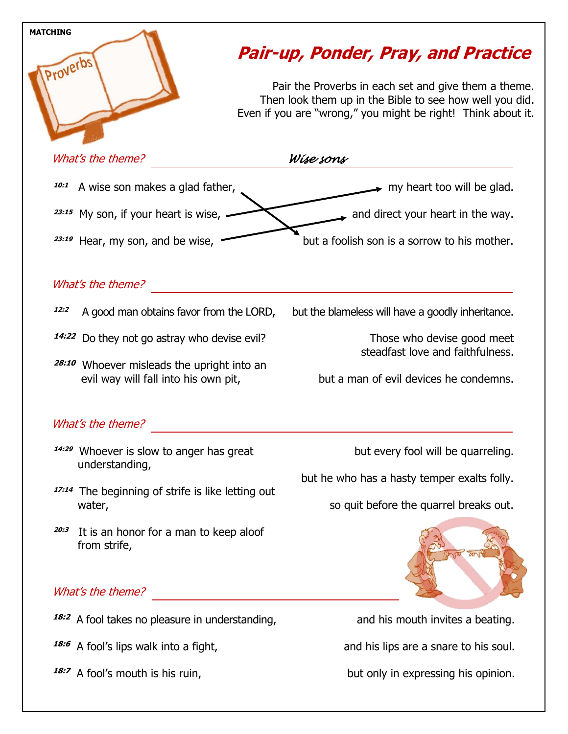MATCHING

# Pair-up, Ponder, Pray, and Practice

Pair the Proverbs in each set and give them a theme.
Then look them up in the Bible to see how well you did.
Even if you are "wrong," you might be right! Think about it.

*What's the theme?* ***Wise sons***

| | |
|---|---|
| **10:1** A wise son makes a glad father, | my heart too will be glad. |
| **23:15** My son, if your heart is wise, | and direct your heart in the way. |
| **23:19** Hear, my son, and be wise, | but a foolish son is a sorrow to his mother. |

*What's the theme?* ______________________

| | |
|---|---|
| **12:2** A good man obtains favor from the LORD, | but the blameless will have a goodly inheritance. |
| **14:22** Do they not go astray who devise evil? | Those who devise good meet steadfast love and faithfulness. |
| **28:10** Whoever misleads the upright into an evil way will fall into his own pit, | but a man of evil devices he condemns. |

*What's the theme?* ______________________

| | |
|---|---|
| **14:29** Whoever is slow to anger has great understanding, | but every fool will be quarreling. |
| **17:14** The beginning of strife is like letting out water, | but he who has a hasty temper exalts folly. |
| **20:3** It is an honor for a man to keep aloof from strife, | so quit before the quarrel breaks out. |

*What's the theme?* ______________________

| | |
|---|---|
| **18:2** A fool takes no pleasure in understanding, | and his mouth invites a beating. |
| **18:6** A fool's lips walk into a fight, | and his lips are a snare to his soul. |
| **18:7** A fool's mouth is his ruin, | but only in expressing his opinion. |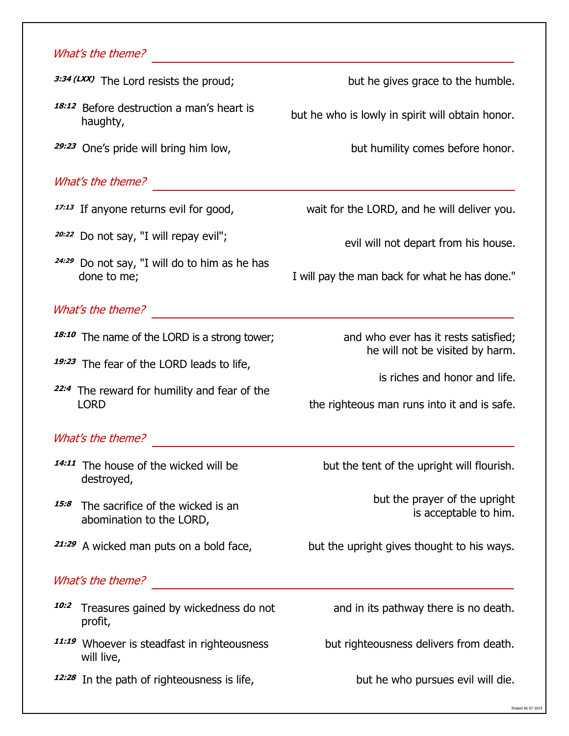*What's the theme?* ______________________________

| | |
|---|---|
| **3:34 (LXX)** The Lord resists the proud; | but he gives grace to the humble. |
| **18:12** Before destruction a man's heart is haughty, | but he who is lowly in spirit will obtain honor. |
| **29:23** One's pride will bring him low, | but humility comes before honor. |

*What's the theme?* ______________________________

| | |
|---|---|
| **17:13** If anyone returns evil for good, | wait for the LORD, and he will deliver you. |
| **20:22** Do not say, "I will repay evil"; | evil will not depart from his house. |
| **24:29** Do not say, "I will do to him as he has done to me; | I will pay the man back for what he has done." |

*What's the theme?* ______________________________

| | |
|---|---|
| **18:10** The name of the LORD is a strong tower; | and who ever has it rests satisfied; he will not be visited by harm. |
| **19:23** The fear of the LORD leads to life, | is riches and honor and life. |
| **22:4** The reward for humility and fear of the LORD | the righteous man runs into it and is safe. |

*What's the theme?* ______________________________

| | |
|---|---|
| **14:11** The house of the wicked will be destroyed, | but the tent of the upright will flourish. |
| **15:8** The sacrifice of the wicked is an abomination to the LORD, | but the prayer of the upright is acceptable to him. |
| **21:29** A wicked man puts on a bold face, | but the upright gives thought to his ways. |

*What's the theme?* ______________________________

| | |
|---|---|
| **10:2** Treasures gained by wickedness do not profit, | and in its pathway there is no death. |
| **11:19** Whoever is steadfast in righteousness will live, | but righteousness delivers from death. |
| **12:28** In the path of righteousness is life, | but he who pursues evil will die. |

Posted 06 07 2019